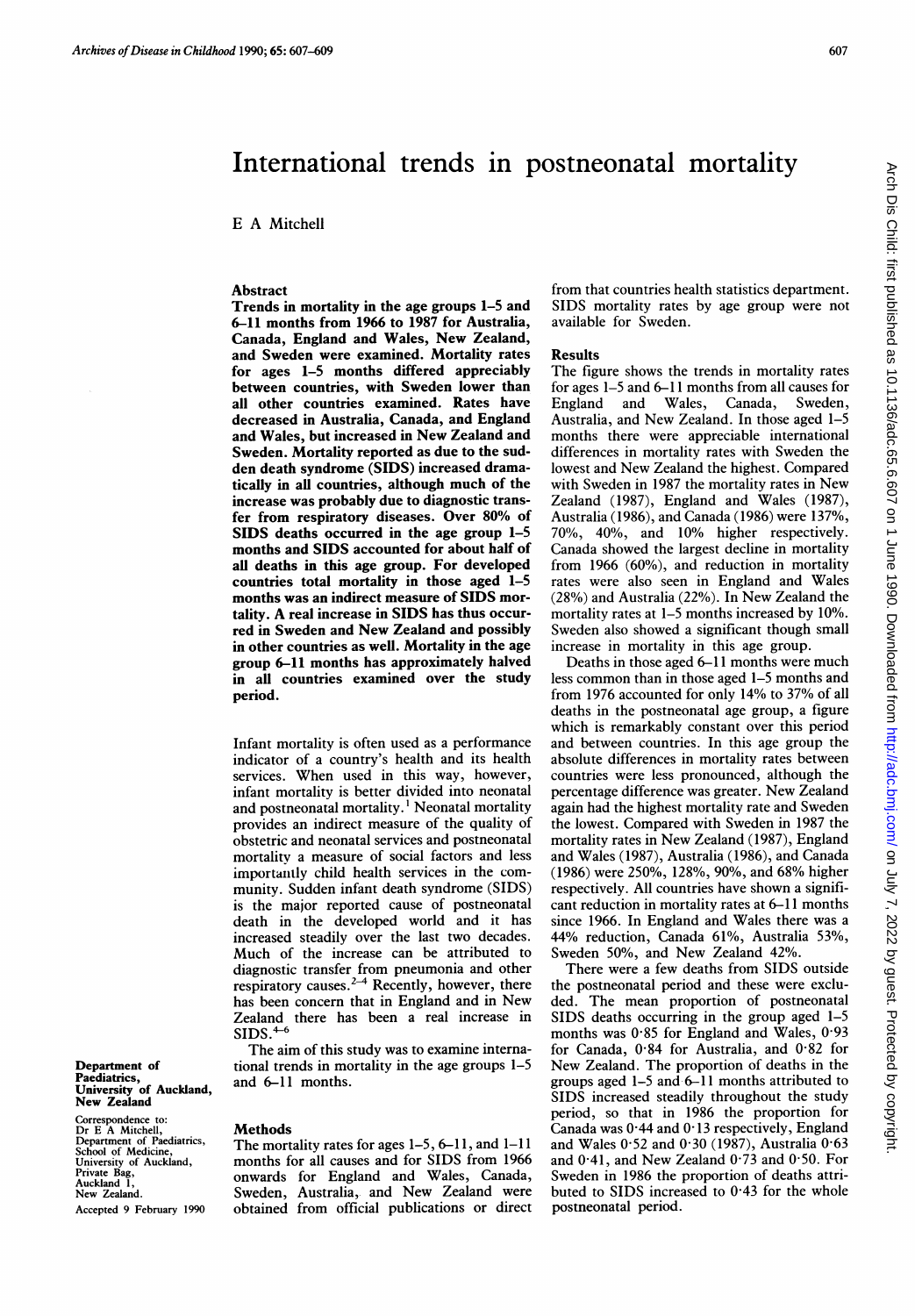# International trends in postneonatal mortality

E A Mitchell

## Abstract

**Trends in mortality in the age groups 1–5 and 6–11 months from 1966 to 1987 for Australia, Canada, England and Wales, New Zealand, and Sweden were examined. Mortality rates for ages 1–5 months differed appreciably between countries, with Sweden lower than all other countries examined. Rates have decreased in Australia, Canada, and England and Wales, but increased in New Zealand and Sweden. Mortality reported as due to the sudden death syndrome (SIDS) increased dramatically in all countries, although much of the increase was probably due to diagnostic transfer from respiratory diseases. Over 80% of SIDS deaths occurred in the age group 1–5 months and SIDS accounted for about half of all deaths in this age group. For developed countries total mortality in those aged 1–5 months was an indirect measure of SIDS mortality. A real increase in SIDS has thus occurred in Sweden and New Zealand and possibly in other countries as well. Mortality in the age group 6–11 months has approximately halved in all countries examined over the study period.**

Infant mortality is often used as a performance indicator of a country's health and its health services. When used in this way, however, infant mortality is better divided into neonatal and postneonatal mortality.[1] Neonatal mortality provides an indirect measure of the quality of obstetric and neonatal services and postneonatal mortality a measure of social factors and less importantly child health services in the community. Sudden infant death syndrome (SIDS) is the major reported cause of postneonatal death in the developed world and it has increased steadily over the last two decades. Much of the increase can be attributed to diagnostic transfer from pneumonia and other respiratory causes.[2–4] Recently, however, there has been concern that in England and in New Zealand there has been a real increase in SIDS.[4–6]

The aim of this study was to examine international trends in mortality in the age groups 1–5 and 6–11 months.

Department of Paediatrics, University of Auckland, New Zealand

Correspondence to: Dr E A Mitchell, Department of Paediatrics, School of Medicine, University of Auckland, Private Bag, Auckland 1, New Zealand.

Accepted 9 February 1990

## Methods

The mortality rates for ages 1–5, 6–11, and 1–11 months for all causes and for SIDS from 1966 onwards for England and Wales, Canada, Sweden, Australia, and New Zealand were obtained from official publications or direct from that countries health statistics department. SIDS mortality rates by age group were not available for Sweden.

## Results

The figure shows the trends in mortality rates for ages 1–5 and 6–11 months from all causes for England and Wales, Canada, Sweden, Australia, and New Zealand. In those aged 1–5 months there were appreciable international differences in mortality rates with Sweden the lowest and New Zealand the highest. Compared with Sweden in 1987 the mortality rates in New Zealand (1987), England and Wales (1987), Australia (1986), and Canada (1986) were 137%, 70%, 40%, and 10% higher respectively. Canada showed the largest decline in mortality from 1966 (60%), and reduction in mortality rates were also seen in England and Wales (28%) and Australia (22%). In New Zealand the mortality rates at 1–5 months increased by 10%. Sweden also showed a significant though small increase in mortality in this age group.

Deaths in those aged 6–11 months were much less common than in those aged 1–5 months and from 1976 accounted for only 14% to 37% of all deaths in the postneonatal age group, a figure which is remarkably constant over this period and between countries. In this age group the absolute differences in mortality rates between countries were less pronounced, although the percentage difference was greater. New Zealand again had the highest mortality rate and Sweden the lowest. Compared with Sweden in 1987 the mortality rates in New Zealand (1987), England and Wales (1987), Australia (1986), and Canada (1986) were 250%, 128%, 90%, and 68% higher respectively. All countries have shown a significant reduction in mortality rates at 6–11 months since 1966. In England and Wales there was a 44% reduction, Canada 61%, Australia 53%, Sweden 50%, and New Zealand 42%.

There were a few deaths from SIDS outside the postneonatal period and these were excluded. The mean proportion of postneonatal SIDS deaths occurring in the group aged 1–5 months was 0·85 for England and Wales, 0·93 for Canada, 0·84 for Australia, and 0·82 for New Zealand. The proportion of deaths in the groups aged 1–5 and 6–11 months attributed to SIDS increased steadily throughout the study period, so that in 1986 the proportion for Canada was 0·44 and 0·13 respectively, England and Wales 0·52 and 0·30 (1987), Australia 0·63 and 0·41, and New Zealand 0·73 and 0·50. For Sweden in 1986 the proportion of deaths attributed to SIDS increased to 0·43 for the whole postneonatal period.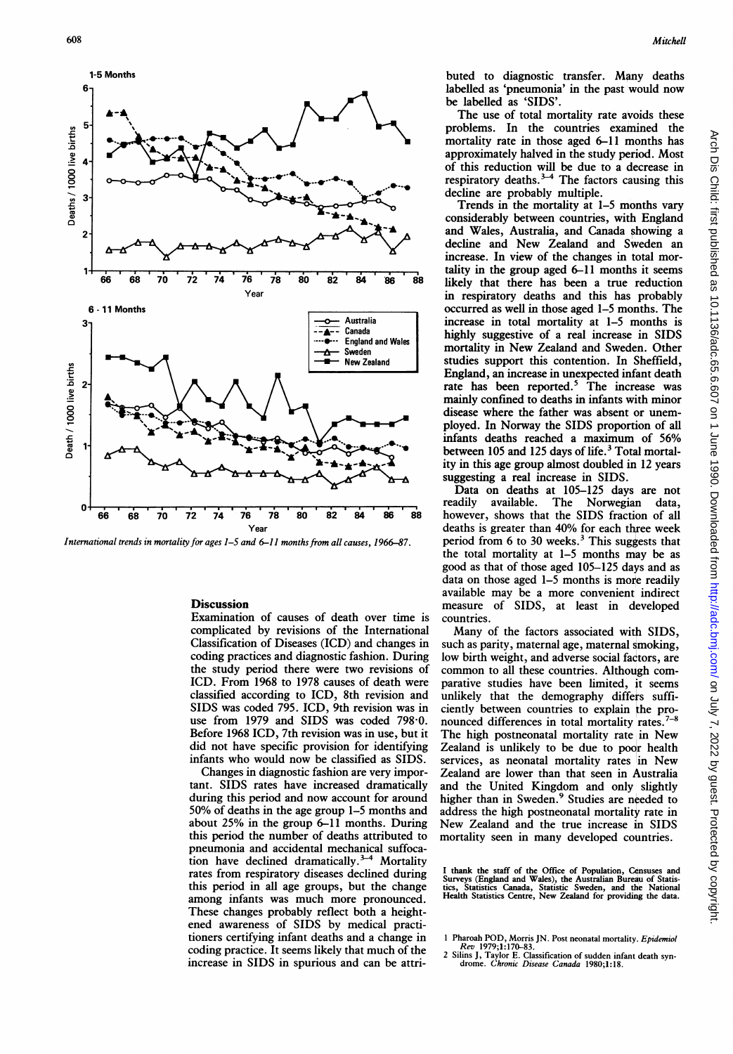*International trends in mortality for ages 1–5 and 6–11 months from all causes, 1966–87.*

## Discussion

Examination of causes of death over time is complicated by revisions of the International Classification of Diseases (ICD) and changes in coding practices and diagnostic fashion. During the study period there were two revisions of ICD. From 1968 to 1978 causes of death were classified according to ICD, 8th revision and SIDS was coded 795. ICD, 9th revision was in use from 1979 and SIDS was coded 798·0. Before 1968 ICD, 7th revision was in use, but it did not have specific provision for identifying infants who would now be classified as SIDS.

Changes in diagnostic fashion are very important. SIDS rates have increased dramatically during this period and now account for around 50% of deaths in the age group 1–5 months and about 25% in the group 6–11 months. During this period the number of deaths attributed to pneumonia and accidental mechanical suffocation have declined dramatically.[3-4] Mortality rates from respiratory diseases declined during this period in all age groups, but the change among infants was much more pronounced. These changes probably reflect both a heightened awareness of SIDS by medical practitioners certifying infant deaths and a change in coding practice. It seems likely that much of the increase in SIDS in spurious and can be attributed to diagnostic transfer. Many deaths labelled as 'pneumonia' in the past would now be labelled as 'SIDS'.

The use of total mortality rate avoids these problems. In the countries examined the mortality rate in those aged 6–11 months has approximately halved in the study period. Most of this reduction will be due to a decrease in respiratory deaths.[3-4] The factors causing this decline are probably multiple.

Trends in the mortality at 1–5 months vary considerably between countries, with England and Wales, Australia, and Canada showing a decline and New Zealand and Sweden an increase. In view of the changes in total mortality in the group aged 6–11 months it seems likely that there has been a true reduction in respiratory deaths and this has probably occurred as well in those aged 1–5 months. The increase in total mortality at 1–5 months is highly suggestive of a real increase in SIDS mortality in New Zealand and Sweden. Other studies support this contention. In Sheffield, England, an increase in unexpected infant death rate has been reported.[5] The increase was mainly confined to deaths in infants with minor disease where the father was absent or unemployed. In Norway the SIDS proportion of all infants deaths reached a maximum of 56% between 105 and 125 days of life.[3] Total mortality in this age group almost doubled in 12 years suggesting a real increase in SIDS.

Data on deaths at 105–125 days are not readily available. The Norwegian data, however, shows that the SIDS fraction of all deaths is greater than 40% for each three week period from 6 to 30 weeks.[3] This suggests that the total mortality at 1–5 months may be as good as that of those aged 105–125 days and as data on those aged 1–5 months is more readily available may be a more convenient indirect measure of SIDS, at least in developed countries.

Many of the factors associated with SIDS, such as parity, maternal age, maternal smoking, low birth weight, and adverse social factors, are common to all these countries. Although comparative studies have been limited, it seems unlikely that the demography differs sufficiently between countries to explain the pronounced differences in total mortality rates.[7-8] The high postneonatal mortality rate in New Zealand is unlikely to be due to poor health services, as neonatal mortality rates in New Zealand are lower than that seen in Australia and the United Kingdom and only slightly higher than in Sweden.[9] Studies are needed to address the high postneonatal mortality rate in New Zealand and the true increase in SIDS mortality seen in many developed countries.

I thank the staff of the Office of Population, Censuses and Surveys (England and Wales), the Australian Bureau of Statistics, Statistics Canada, Statistic Sweden, and the National Health Statistics Centre, New Zealand for providing the data.

1 Pharoah POD, Morris JN. Post neonatal mortality. *Epidemiol Rev* 1979;1:170–83.
2 Silins J, Taylor E. Classification of sudden infant death syndrome. *Chronic Disease Canada* 1980;1:18.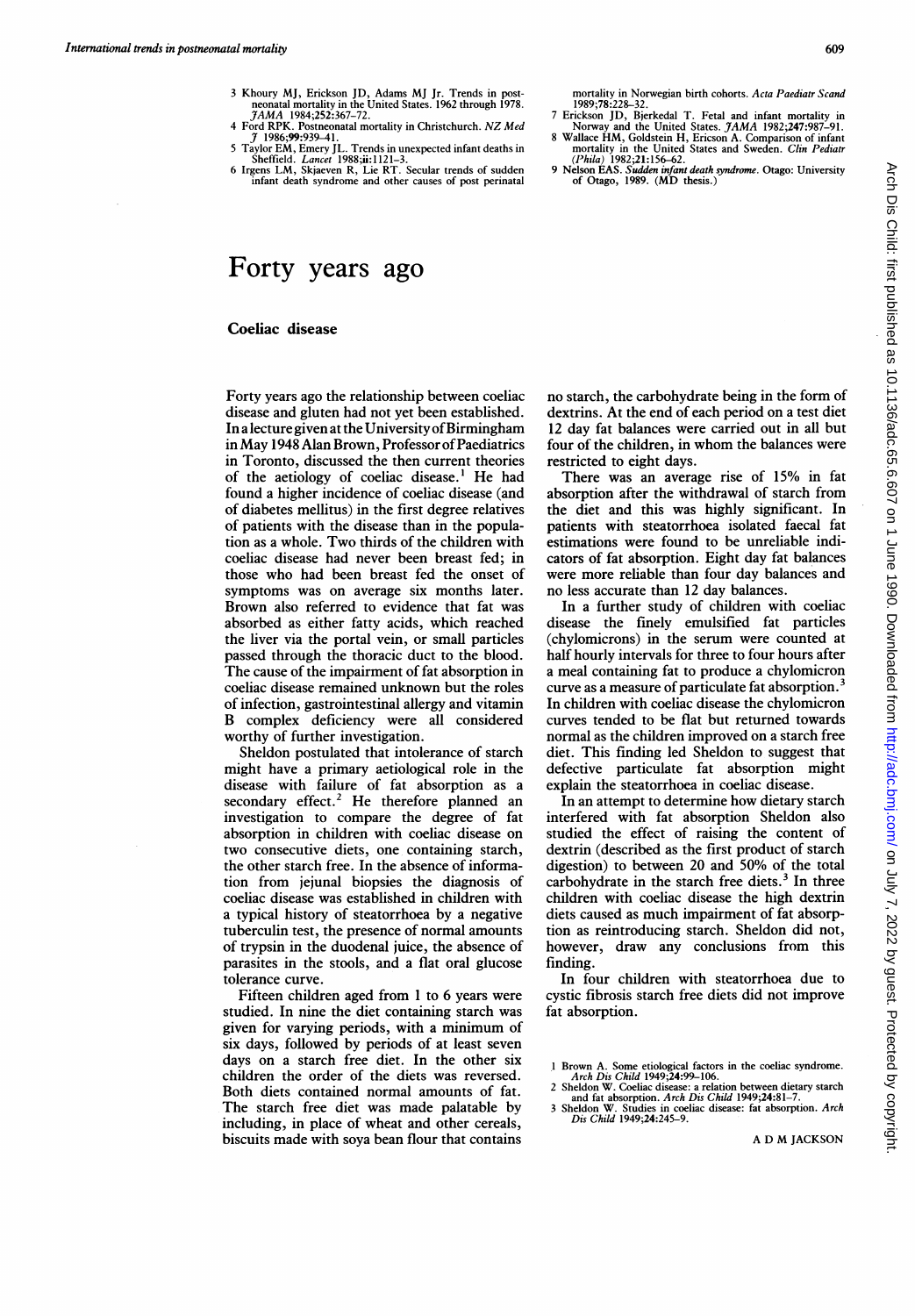3 Khoury MJ, Erickson JD, Adams MJ Jr. Trends in postneonatal mortality in the United States. 1962 through 1978. *JAMA* 1984;252:367–72.
4 Ford RPK. Postneonatal mortality in Christchurch. *NZ Med J* 1986;99:939–41.
5 Taylor EM, Emery JL. Trends in unexpected infant deaths in Sheffield. *Lancet* 1988;ii:1121–3.
6 Irgens LM, Skjaeven R, Lie RT. Secular trends of sudden infant death syndrome and other causes of post perinatal mortality in Norwegian birth cohorts. *Acta Paediatr Scand* 1989;78:228–32.
7 Erickson JD, Bjerkedal T. Fetal and infant mortality in Norway and the United States. *JAMA* 1982;247:987–91.
8 Wallace HM, Goldstein H, Ericson A. Comparison of infant mortality in the United States and Sweden. *Clin Pediatr (Phila)* 1982;21:156–62.
9 Nelson EAS. *Sudden infant death syndrome.* Otago: University of Otago, 1989. (MD thesis.)

# Forty years ago

## Coeliac disease

Forty years ago the relationship between coeliac disease and gluten had not yet been established. In a lecture given at the University of Birmingham in May 1948 Alan Brown, Professor of Paediatrics in Toronto, discussed the then current theories of the aetiology of coeliac disease.[1] He had found a higher incidence of coeliac disease (and of diabetes mellitus) in the first degree relatives of patients with the disease than in the population as a whole. Two thirds of the children with coeliac disease had never been breast fed; in those who had been breast fed the onset of symptoms was on average six months later. Brown also referred to evidence that fat was absorbed as either fatty acids, which reached the liver via the portal vein, or small particles passed through the thoracic duct to the blood. The cause of the impairment of fat absorption in coeliac disease remained unknown but the roles of infection, gastrointestinal allergy and vitamin B complex deficiency were all considered worthy of further investigation.

Sheldon postulated that intolerance of starch might have a primary aetiological role in the disease with failure of fat absorption as a secondary effect.[2] He therefore planned an investigation to compare the degree of fat absorption in children with coeliac disease on two consecutive diets, one containing starch, the other starch free. In the absence of information from jejunal biopsies the diagnosis of coeliac disease was established in children with a typical history of steatorrhoea by a negative tuberculin test, the presence of normal amounts of trypsin in the duodenal juice, the absence of parasites in the stools, and a flat oral glucose tolerance curve.

Fifteen children aged from 1 to 6 years were studied. In nine the diet containing starch was given for varying periods, with a minimum of six days, followed by periods of at least seven days on a starch free diet. In the other six children the order of the diets was reversed. Both diets contained normal amounts of fat. The starch free diet was made palatable by including, in place of wheat and other cereals, biscuits made with soya bean flour that contains no starch, the carbohydrate being in the form of dextrins. At the end of each period on a test diet 12 day fat balances were carried out in all but four of the children, in whom the balances were restricted to eight days.

There was an average rise of 15% in fat absorption after the withdrawal of starch from the diet and this was highly significant. In patients with steatorrhoea isolated faecal fat estimations were found to be unreliable indicators of fat absorption. Eight day fat balances were more reliable than four day balances and no less accurate than 12 day balances.

In a further study of children with coeliac disease the finely emulsified fat particles (chylomicrons) in the serum were counted at half hourly intervals for three to four hours after a meal containing fat to produce a chylomicron curve as a measure of particulate fat absorption.[3] In children with coeliac disease the chylomicron curves tended to be flat but returned towards normal as the children improved on a starch free diet. This finding led Sheldon to suggest that defective particulate fat absorption might explain the steatorrhoea in coeliac disease.

In an attempt to determine how dietary starch interfered with fat absorption Sheldon also studied the effect of raising the content of dextrin (described as the first product of starch digestion) to between 20 and 50% of the total carbohydrate in the starch free diets.[3] In three children with coeliac disease the high dextrin diets caused as much impairment of fat absorption as reintroducing starch. Sheldon did not, however, draw any conclusions from this finding.

In four children with steatorrhoea due to cystic fibrosis starch free diets did not improve fat absorption.

1 Brown A. Some etiological factors in the coeliac syndrome. *Arch Dis Child* 1949;24:99–106.
2 Sheldon W. Coeliac disease: a relation between dietary starch and fat absorption. *Arch Dis Child* 1949;24:81–7.
3 Sheldon W. Studies in coeliac disease: fat absorption. *Arch Dis Child* 1949;24:245–9.

A D M JACKSON